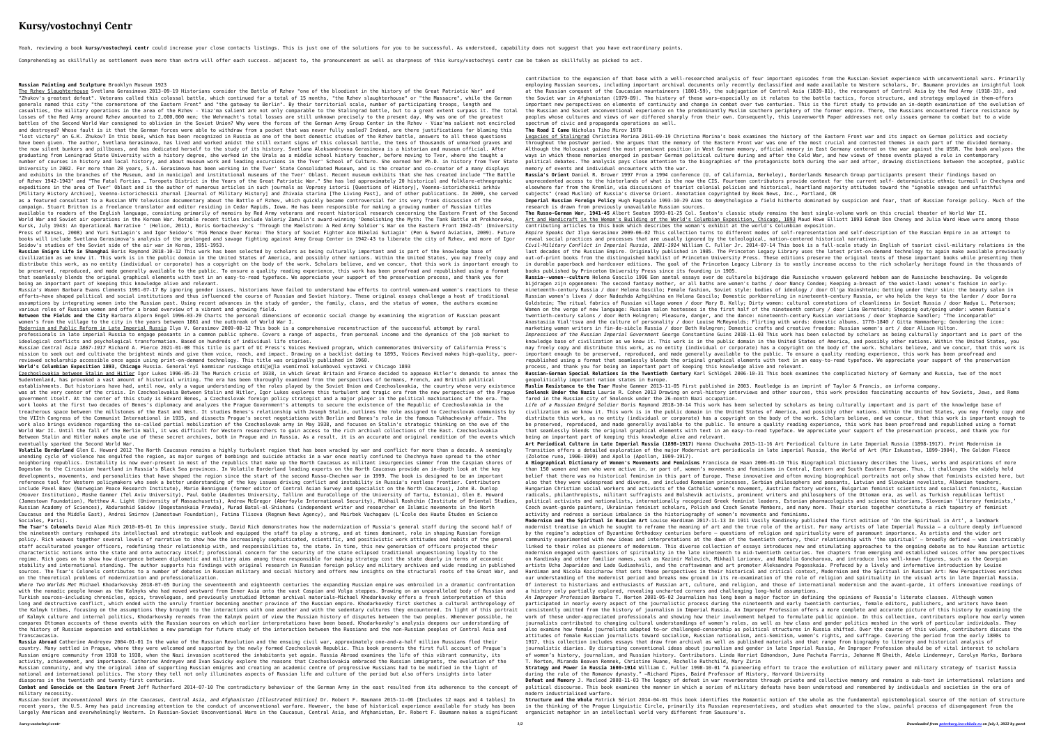# Kursy/vostochnyi Centr

Yeah, reviewing a book **kursy/vostochnyi centr** could increase your close contacts listings. This is just one of the solutions for you to be successful. As understood, capability does not suggest that you have extraordinary points.

Comprehending as skillfully as settlement even more than extra will offer each success. adjacent to, the pronouncement as well as sharpness of this kursy/vostochnyi centr can be taken as skillfully as picked to act.

**Russian Painting and Sculpture** Brooklyn Museum 1923

The Rzhev Slaughterhouse Svetlana Gerasimova 2013-09-19 Historians consider the Battle of Rzhev "one of the bloodiest in the history of the Great Patriotic War" and "Zhukov's greatest defeat". Veterans called this colossal battle, which continued for a total of 15 months, "the Rzhev slaughterhouse" or "the Massacre", while the German generals named this city "the cornerstone of the Eastern Front" and "the gateway to Berlin". By their territorial scale, number of participating troops, length and casualties, the military operations in the area of the Rzhev - Viaz'ma salient are not only comparable to the Stalingrad battle, but to a great extent surpass it. The total losses of the Red Army around Rzhev amounted to 2,000,000 men; the Wehrmacht's total losses are still unknown precisely to the present day. Why was one of the greatest battles of the Second World War consigned to oblivion in the Soviet Union? Why were the forces of the German Army Group Center in the Rzhev - Viaz'ma salient not encircled and destroyed? Whose fault is it that the German forces were able to withdraw from a pocket that was never fully sealed? Indeed, are there justifications for blaming this "lost victory" on G.K. Zhukov? In this book, which has been recognized in Russia as one of the best domestic studies of the Rzhev battle, answers to all these questions have been given. The author, Svetlana Gerasimova, has lived and worked amidst the still extant signs of this colossal battle, the tens of thousands of unmarked graves and the now silent bunkers and pillboxes, and has dedicated herself to the study of its history. Svetlana Aleksandrovna Gerasimova is a historian and museum official. After graduating from Leningrad State University with a history degree, she worked in the Urals as a middle school history teacher, before moving to Tver, where she taught a number of courses in history and local history, and about museum work and leading excursions in the Tver' School of Culture. She earned her Ph.D. in history from Tver State University in 2002. For more than 20 years, S.A. Gerasimova has been working in the Tver' State Consolidated Museum, and is the creator and co-creator of a many displays and exhibits in the branches of the Museum, and in municipal and institutional museums of the Tver' Oblast. Recent museum exhibits that she has created include "The Battle of Rzhev 1942-1943" and "The Fatal Forties … Toropets District in the Years of the Great Patriotic War." She has led approximately 20 historical and folklore-ethnographic expeditions in the area of Tver' Oblast and is the author of numerous articles in such journals as Voprosy istorii [Questions of History], Voenno-istoricheskii arkhiv [Military History Archive], Voenno-istoricheskii zhurnal [Journal of Military History] and Zhivaia starina [The Living Past], and of other publications. In 2009, she served as a featured consultant to a Russian NTV television documentary about the Battle of Rzhev, which quickly became controversial for its very frank discussion of the campaign. Stuart Britton is a freelance translator and editor residing in Cedar Rapids, Iowa. He has been responsible for making a growing number of Russian titles available to readers of the English language, consisting primarily of memoirs by Red Army veterans and recent historical research concerning the Eastern Front of the Second World War and Soviet air operations in the Korean War. Notable recent titles include Valeriy Zamulin's award-winning 'Demolishing the Myth: The Tank Battle at Prokhorovka, Kursk, July 1943: An Operational Narrative ' (Helion, 2011), Boris Gorbachevsky's 'Through the Maelstrom: A Red Army Soldier's War on the Eastern Front 1942-45' (University Press of Kansas, 2008) and Yuri Sutiagin's and Igor Seidov's 'MiG Menace Over Korea: The Story of Soviet Fighter Ace Nikolai Sutiagin' (Pen & Sword Aviation, 2009). Future books will include Svetlana Gerasimova's analysis of the prolonged and savage fighting against Army Group Center in 1942-43 to liberate the city of Rzhev, and more of Igor Seidov's studies of the Soviet side of the air war in Korea, 1951-1953.

**Russian Emigre Life in Shanghai** Boris Raymond 2018-10-12 This work has been selected by scholars as being culturally important and is part of the knowledge base of civilization as we know it. This work is in the public domain in the United States of America, and possibly other nations. Within the United States, you may freely copy and distribute this work, as no entity (individual or corporate) has a copyright on the body of the work. Scholars believe, and we concur, that this work is important enough to be preserved, reproduced, and made generally available to the public. To ensure a quality reading experience, this work has been proofread and republished using a format that seamlessly blends the original graphical elements with text in an easy-to-read typeface. We appreciate your support of the preservation process, and thank you for being an important part of keeping this knowledge alive and relevant.

*Russia's Women* Barbara Evans Clements 1991-07-17 By ignoring gender issues, historians have failed to understand how efforts to control women—and women's reactions to these efforts—have shaped political and social institutions and thus influenced the course of Russian and Soviet history. These original essays challenge a host of traditional assumptions by integrating women into the Russian past. Using recent advances in the study of gender, the family, class, and the status of women, the authors examine various roles of Russian women and offer a broad overview of a vibrant and growing field.

**Between the Fields and the City** Barbara Alpern Engel 1996-03-29 Charts the personal dimensions of economic social change by examining the migration of Russian peasant women's from the village to the city in the years between 1861 and the outbreak of World War I.

Modernism and Public Reform in Late Imperial Russia Ilya V. Gerasimov 2009-08-12 This book is a comprehensive reconstruction of the successful attempt by rural professionals in late imperial Russia to engage peasants in a common public sphere. Covers a range of aspects, from personal income and the dynamics of the job market to ideological conflicts and psychological transformation. Based on hundreds of individual life stories.

*Russian Central Asia 1867-1917* Richard A. Pierce 2021-01-08 This title is part of UC Press's Voices Revived program, which commemorates University of California Press's mission to seek out and cultivate the brightest minds and give them voice, reach, and impact. Drawing on a backlist dating to 1893, Voices Revived makes high-quality, peer-reviewed scholarship accessible once again using print-on-demand technology. This title was originally published in 1960.

**World's Columbian Exposition 1893, Chicago** Russia. General'nyi kommisar russkago otdi[]la vsemirnoi kolumbovoi vystavki v Chicago 1893

Czechoslovakia between Stalin and Hitler Igor Lukes 1996-05-23 The Munich crisis of 1938, in which Great Britain and France decided to appease Hitler's demands to annex the Sudetenland, has provoked a vast amount of historical writing. The era has been thoroughly examined from the perspectives of Germans, French, and British political establishments. But historians have had, until now, only a vague understanding of the roles played by the Soviet Union and Czechoslovakia, the country whose very existence was at the very center of the crisis. In Czechoslovakia Between Stalin and Hitler, Igor Lukes explores this turbulent and tragic era from the new perspective of the Prague government itself. At the center of this study is Edvard Benes, a Czechoslovak foreign policy strategist and a major player in the political machinations of the era. The work looks at the first two decades of Benes's diplomacy and analyzes the Prague Government's attempts to secure the existence of the Republic of Czechoslovakia in the treacherous space between the millstones of the East and West. It studies Benes's relationship with Joseph Stalin, outlines the role assigned to Czechoslovak communists by the VIIth Congress of the Communist International in 1935, and dissects Prague's secret negotiations with Berlin and Benes's role in the famous Tukhachevsky affair. The work also brings evidence regarding the so-called partial mobilization of the Czechoslovak army in May 1938, and focuses on Stalin's strategic thinking on the eve of the World War II. Until the fall of the Berlin Wall, it was difficult for Western researchers to gain access to the rich archival collections of the East. Czechoslovakia Between Stalin and Hitler makes ample use of these secret archives, both in Prague and in Russia. As a result, it is an accurate and original rendition of the events which eventually sparked the Second World War.

**Volatile Borderland** Glen E. Howard 2012 The North Caucasus remains a highly turbulent region that has been wracked by war and conflict for more than a decade. A seemingly unending cycle of violence has engulfed the region, as major surges of bombings and suicide attacks in a war once neatly confined to Chechnya have spread to the other neighboring republics. Instability is now ever-present in most of the republics that make up the North Caucasus as militant insurgencies simmer from the Caspian shores of Dagestan to the Circassian heartland in Russia's Black Sea provinces. In Volatile Borderland leading experts on the North Caucasus provide an in-depth look at the key developments, movements, and personalities that have shaped the region since the start of the second Russo-Chechen war in 1999. The book is designed to be an important reference tool for Western policymakers who seek a better understanding of the key issues driving conflict and instability in Russia's restless frontier. Contributors include Pavel Baev (Norwegian Peace Research Institute), Mario Benningsen (former editor of Central Asian Survey and specialist on the North Caucasus), John B. Dunlop (Hoover Institution), Moshe Gammer (Tel Aviv University), Paul Goble (Audentes University, Tallinn and EuroCollege of the University of Tartu, Estonia), Glen E. Howard (Jamestown Foundation), Matthew A. Light (University of Massachusetts), Andrew McGregor (Aberfoyle International Security), Mikhail Roshchin (Institute of Oriental Studies, Russian Academy of Sciences), Abdurashid Saidov (Dagestanskaia Pravda), Murad Batal-al-Shishani (independent writer and researcher on Islamic movements in the North Caucasus and the Middle East), Andrei Smirnov (Jamestown Foundation), Fatima Tlisova (Regnum News Agency), and Mairbek Vachagaev (L'École des Hauts Études en Science Sociales, Paris).

**The Tsar's Colonels** David Alan Rich 2010-05-01 In this impressive study, David Rich demonstrates how the modernization of Russia's general staff during the second half of the nineteenth century reshaped its intellectual and strategic outlook and equipped the staff to play a strong, and at times dominant, role in shaping Russian foreign policy. Rich weaves together several levels of narrative to show how the increasingly sophisticated, scientific, and positivistic work attitudes and habits of the general staff acculturated younger officers, redefining their relationship with, and responsibilities to, the state. In time, this new generation of officers projected their characteristic notions onto the state and onto autocracy itself; professional concern for the security of the state eclipsed traditional unquestioning loyalty to the regime. Rich goes on to show how divergence between diplomatic and military aims among those responsible for making strategy cost the state dearly in terms of economic stability and international standing. The author supports his findings with original research in Russian foreign policy and military archives and wide reading in published sources. The Tsar's Colonels contributes to a number of debates in Russian military and social history and offers new insights on the structural roots of the Great War, and on the theoretical problems of modernization and professionalization.

*Where Two Worlds Met* Michael Khodarkovsky 2018-07-05 During the seventeenth and eighteenth centuries the expanding Russian empire was embroiled in a dramatic confrontation with the nomadic people known as the Kalmyks who had moved westward from Inner Asia onto the vast Caspian and Volga steppes. Drawing on an unparalleled body of Russian and Turkish sources—including chronicles, epics, travelogues, and previously unstudied Ottoman archival materials—Michael Khodarkovsky offers a fresh interpretation of this long and destructive conflict, which ended with the unruly frontier becoming another province of the Russian empire. Khodarkovsky first sketches a cultural anthropology of the Kalmyk tribes, focusing on the assumptions they brought to the interactions with one another and with the sedentary cultures they encountered. In light of this portrait of Kalmyk culture and internal politics, Khodarkovsky rereads from the Kalmyk point of view the Russian history of disputes between the two peoples. Whenever possible, he compares Ottoman accounts of these events with the Russian sources on which earlier interpretations have been based. Khodarkovsky's analysis deepens our understanding of the history of Russian expansion and establishes a new paradigm for future study of the interaction between the Russians and the non-Russian peoples of Central Asia and Transcaucasia.

**Russia Abroad** Catherine Andreyev 2004-01-01 In the wake of the Russian Revolution and the ensuing civil war, approximately one-and-a-half million Russians fled their country. Many settled in Prague, where they were welcomed and supported by the newly formed Czechoslovak Republic. This book presents the first full account of Prague's Russian emigre community from 1918 to 1938, when the Nazi invasion scattered the inhabitants yet again. Russia Abroad examines the life of this vibrant community, its activity, achievement, and importance. Catherine Andreyev and Ivan Savicky explore the reasons that Czechoslovakia embraced the Russian immigrants, the evolution of the Russian community, and why the original idea of supporting Russian emigres and creating an academic centre of progressive Russians had to be modified in the light of national and international politics. The story they tell not only illuminates aspects of Russian life and culture of the period but also offers insights into later diasporas in the twentieth and twenty-first centuries.

**Combat and Genocide on the Eastern Front** Jeff Rutherford 2014-07-10 The contradictory behaviour of the German Army in the east resulted from its adherence to the concept of military necessity.

*Russian-Soviet Unconventional Wars in the Caucasus, Central Asia, and Afghanistan [Illustrated Edition]* Dr. Robert F. Baumann 2015-11-06 [Includes 12 maps and 4 tables] In recent years, the U.S. Army has paid increasing attention to the conduct of unconventional warfare. However, the base of historical experience available for study has been largely American and overwhelmingly Western. In Russian-Soviet Unconventional Wars in the Caucasus, Central Asia, and Afghanistan, Dr. Robert F. Baumann makes a significant contribution to the expansion of that base with a well-researched analysis of four important episodes from the Russian-Soviet experience with unconventional wars. Primarily employing Russian sources, including important archival documents only recently declassified and made available to Western scholars, Dr. Baumann provides an insightful look at the Russian conquest of the Caucasian mountaineers (1801-59), the subjugation of Central Asia (1839-81), the reconquest of Central Asia by the Red Army (1918-33), and the Soviet war in Afghanistan (1979-89). The history of these wars—especially as it relates to the battle tactics, force structure, and strategy employed in them—offers important new perspectives on elements of continuity and change in combat over two centuries. This is the first study to provide an in-depth examination of the evolution of the Russian and Soviet unconventional experience on the predominantly Muslim southern periphery of the former empire. There, the Russians encountered fierce resistance by peoples whose cultures and views of war differed sharply from their own. Consequently, this Leavenworth Paper addresses not only issues germane to combat but to a wide spectrum of civic and propaganda operations as well.

**The Road I Came** Nicholas Tiho Mirov 1978

Legacies of Stalingrad Christina Morina 2011-09-19 Christina Morina's book examines the history of the Eastern Front war and its impact on German politics and society throughout the postwar period. She argues that the memory of the Eastern Front war was one of the most crucial and contested themes in each part of the divided Germany. Although the Holocaust gained the most prominent position in West German memory, official memory in East Germany centered on the war against the USSR. The book analyzes the ways in which these memories emerged in postwar German political culture during and after the Cold War, and how views of these events played a role in contemporary political debates. The analysis pays close attention to the biographies of the protagonists both during the war and after, drawing distinctions between the accepted, public memory of events and individual encounters with the war.

**Russia's Orient** Daniel R. Brower 1997 From a 1994 conference (U. of California, Berkeley), Borderlands Research Group participants present their findings based on unprecedented access to the hinterlands of what is the now the CIS. Fourteen contributors provide context for the current self- deterministic ethnic turmoil in Chechyna and elsewhere far from the Kremlin, via discussions of tsarist colonial policies and historical, heartland majority attitudes toward the "ignoble savages and unfaithful subjects" (read Muslim) of Russia's diverse Orient. Annotation copyrighted by Book News, Inc., Portland, OR

**Imperial Russian Foreign Policy** Hugh Ragsdale 1993-10-29 Aims to demythologise a field hitherto dominated by suspicion and fear, that of Russian foreign policy. Much of the research is drawn from previously unavailable Russian sources.

**The Russo-German War, 1941-45** Albert Seaton 1993-01-25 Col. Seaton's classic study remains the best single-volume work on this crucial theater of World War II.

Art and Handicraft in the Woman's Building of the World's Columbian Exposition, Chicago, 1893 Maud Howe Elliott 1893 Ednah Don Cheney and Julia Ward Howe were among those contributing articles to this book which describes the woman's exhibit at the World's Columbian exposition.

*Empire Speaks Out* Ilya Gerasimov 2009-06-02 This collection turns to different modes of self-representation and self-description of the Russian Empire at an attempt to reveal social practices and processes that are usually ignored by the teleological, nation-centered historical narratives.

*Civil-Military Conflict in Imperial Russia, 1881-1914* William C. Fuller Jr. 2014-07-14 This book is a full-scale study in English of tsarist civil-military relations in the last decades of the Russian Empire. Originally published in 1985. The Princeton Legacy Library uses the latest print-on-demand technology to again make available previously out-of-print books from the distinguished backlist of Princeton University Press. These editions preserve the original texts of these important books while presenting them in durable paperback and hardcover editions. The goal of the Princeton Legacy Library is to vastly increase access to the rich scholarly heritage found in the thousands of books published by Princeton University Press since its founding in 1905.

**Russiæs--women--culture** Helena Goscilo 1996 Een aantal essays over de culturele bijdrage die Russische vrouwen geleverd hebben aan de Russische beschaving. De volgende bijdragen zijn opgenomen: The second fantasy mother, or all baths are women's baths / door Nancy Condee; Keeping a-breast of the waist-land: women's fashion in early-nineteenth-century Russia / door Helena Goscilo; Female fashion, Soviet style: bodies of ideology / door Ol'ga Vainshtein; Getting under their skin: the beauty salon in Russian women's lives / door Nadezhda Azhgikhina en Helena Goscilo; Domestic porkbarreling in nineteenth-century Russia, or who holds the keys to the larder / door Darra Goldstein; The ritual fabrics of Russian village women / door Mary B. Kelly; Dirty women: cultural connotations of cleanliness in Soviet Russia / door Nadya L. Peterson; Women on the verge of new language: Russian salon hostesses in the first half of the nineteenth century / door Lina Bernstein; Stepping out/going under: women Russia's twentieth-century salons / door Beth Holmgren; Pleasure, danger, and the dance: nineteenth-century Russian variations / door Stephanie Sandler; "The incomparable" Anastasiia Vial'tseva and the culture of personality / door Louise McReynolds; Flirting with words: domestic albums, 1770-1840 / Gitta Hammarberg; Gendering the icon: marketing women writers in fin-de-siècle Russia / door Beth Holmgren; Domestic crafts and creative freedom: Russian women's art / door Alison Hilton.

*Impressions of the Russian Imperial Government* George Constantine Guins 2018-11-03 This work has been selected by scholars as being culturally important and is part of the knowledge base of civilization as we know it. This work is in the public domain in the United States of America, and possibly other nations. Within the United States, you may freely copy and distribute this work, as no entity (individual or corporate) has a copyright on the body of the work. Scholars believe, and we concur, that this work is important enough to be preserved, reproduced, and made generally available to the public. To ensure a quality reading experience, this work has been proofread and republished using a format that seamlessly blends the original graphical elements with text in an easy-to-read typeface. We appreciate your support of the preservation process, and thank you for being an important part of keeping this knowledge alive and relevant.

**Russian-German Special Relations in the Twentieth Century** Karl Schlögel 2006-10-31 This book examines the complicated history of Germany and Russia, two of the most geopolitically important nation states in Europe.

**Muslim Resistance to the Tsar** Moshe Gammer 2013-11-05 First published in 2003. Routledge is an imprint of Taylor & Francis, an informa company.

**Smolensk Under the Nazis** Laurie R. Cohen 2013 Drawing on oral-history interviews and other sources, this work provides fascinating accounts of how Soviets, Jews, and Roma fared in the Russian city of Smolensk under the 26-month Nazi occupation.

*Life of a Russian Emigré Soldier* Boris Raymond 2018-10-14 This work has been selected by scholars as being culturally important and is part of the knowledge base of civilization as we know it. This work is in the public domain in the United States of America, and possibly other nations. Within the United States, you may freely copy and distribute this work, as no entity (individual or corporate) has a copyright on the body of the work. Scholars believe, and we concur, that this work is important enough to be preserved, reproduced, and made generally available to the public. To ensure a quality reading experience, this work has been proofread and republished using a format that seamlessly blends the original graphical elements with text in an easy-to-read typeface. We appreciate your support of the preservation process, and thank you for being an important part of keeping this knowledge alive and relevant.

**Art Periodical Culture in Late Imperial Russia (1898-1917)** Hanna Chuchvaha 2015-11-16 Art Periodical Culture in Late Imperial Russia (1898-1917). Print Modernism in Transition offers a detailed exploration of the major Modernist art periodicals in late imperial Russia, the World of Art (Mir Iskusstva, 1899-1904), The Golden Fleece (Zolotoe runo, 1906-1909) and Apollo (Apollon, 1909-1917).

**A Biographical Dictionary of Women's Movements and Feminisms** Francisca de Haan 2006-01-10 This Biographical Dictionary describes the lives, works and aspirations of more than 150 women and men who were active in, or part of, women's movements and feminisms in Central, Eastern and South Eastern Europe. Thus, it challenges the widely held belief that there was no historical feminism in this part of Europe. These innovative and often moving biographical portraits not only show that feminists existed here, but also that they were widespread and diverse, and included Romanian princesses, Serbian philosophers and peasants, Latvian and Slovakian novelists, Albanian teachers, Hungarian Christian social workers and activists of the Catholic women's movement, Austrian factory workers, Bulgarian feminist scientists and socialist feminists, Russian radicals, philanthropists, militant suffragists and Bolshevik activists, prominent writers and philosophers of the Ottoman era, as well as Turkish republican leftist political activists and nationalists, internationally recognized Greek feminist leaders, Estonian pharmacologists and science historians, Slovenian 'literary feminists,' Czech avant-garde painters, Ukrainian feminist scholars, Polish and Czech Senate Members, and many more. Their stories together constitute a rich tapestry of feminist activity and redress a serious imbalance in the historiography of women's movements and feminisms.

**Modernism and the Spiritual in Russian Art** Louise Hardiman 2017-11-13 In 1911 Vasily Kandinsky published the first edition of 'On the Spiritual in Art', a landmark modernist treatise in which he sought to reframe the meaning of art and the true role of the artist. For many artists of late Imperial Russia — a culture deeply influenced by the regime's adoption of Byzantine Orthodoxy centuries before — questions of religion and spirituality were of paramount importance. As artists and the wider art community experimented with new ideas and interpretations at the dawn of the twentieth century, their relationship with 'the spiritual' — broadly defined — was inextricably linked to their roles as pioneers of modernism. This diverse collection of essays introduces new and stimulating approaches to the ongoing debate as to how Russian artistic modernism engaged with questions of spirituality in the late nineteenth to mid-twentieth centuries. Ten chapters from emerging and established voices offer new perspectives on Kandinsky and other familiar names, such as Kazimir Malevich, Mikhail Larionov, and Natalia Goncharova, and introduce less well-known figures, such as the Georgian artists Ucha Japaridze and Lado Gudiashvili, and the craftswoman and art promoter Aleksandra Pogosskaia. Prefaced by a lively and informative introduction by Louise Hardiman and Nicola Kozicharow that sets these perspectives in their historical and critical context, Modernism and the Spiritual in Russian Art: New Perspectives enriches our understanding of the modernist period and breaks new ground in its re-examination of the role of religion and spirituality in the visual arts in late Imperial Russia. Of interest to historians and enthusiasts of Russian art, culture, and religion, and those of international modernism and the avant-garde, it offers innovative readings of a history only partially explored, revealing uncharted corners and challenging long-held assumptions.

*An Improper Profession* Barbara T. Norton 2001-05-02 Journalism has long been a major factor in defining the opinions of Russia's literate classes. Although women participated in nearly every aspect of the journalistic process during the nineteenth and early twentieth centuries, female editors, publishers, and writers have been consistently omitted from the history of journalism in Imperial Russia. An Improper Profession offers a more complete and accurate picture of this history by examining the work of these under-appreciated professionals and showing how their involvement helped to formulate public opinion. In this collection, contributors explore how early women journalists contributed to changing cultural understandings of women's roles, as well as how class and gender politics meshed in the work of particular individuals. They also examine how female journalists adapted to—or challenged—censorship as political structures in Russia shifted. Over the course of this volume, contributors discuss the attitudes of female Russian journalists toward socialism, Russian nationalism, anti-Semitism, women's rights, and suffrage. Covering the period from the early 1800s to 1917, this collection includes essays that draw from archival as well as published materials and that range from biography to literary and historical analysis of journalistic diaries. By disrupting conventional ideas about journalism and gender in late Imperial Russia, An Improper Profession should be of vital interest to scholars of women's history, journalism, and Russian history. Contributors. Linda Harriet Edmondson, June Pachuta Farris, Jehanne M Gheith, Adele Lindenmeyr, Carolyn Marks, Barbara T. Norton, Miranda Beaven Remnek, Christine Ruane, Rochelle Ruthchild, Mary Zirin

**Strategy and Power in Russia 1600-1914** William C. Fuller 1998-10-01 "A pioneering effort to trace the evolution of military power and military strategy of tsarist Russia during the rule of the Romanov dynasty." —Richard Pipes, Baird Professor of History, Harvard University

**Defeat and Memory** J. Macleod 2008-11-03 The legacy of defeat in war reverberates through private and collective memory and remains a sub-text in international relations and political discourse. This book examines the manner in which a series of military defeats have been understood and remembered by individuals and societies in the era of modern industrialised warfare.

**Structure and the Whole** Patrick Sériot 2014-04-01 This book identifies the Romantic notion of the whole as the fundamental epistemological source of the notion of structure in the thinking of the Prague Linguistic Circle, primarily its Russian representatives, and studies what amounted to the slow, painful process of disengagement from the organicist metaphor in an intellectual world very different from Saussure's.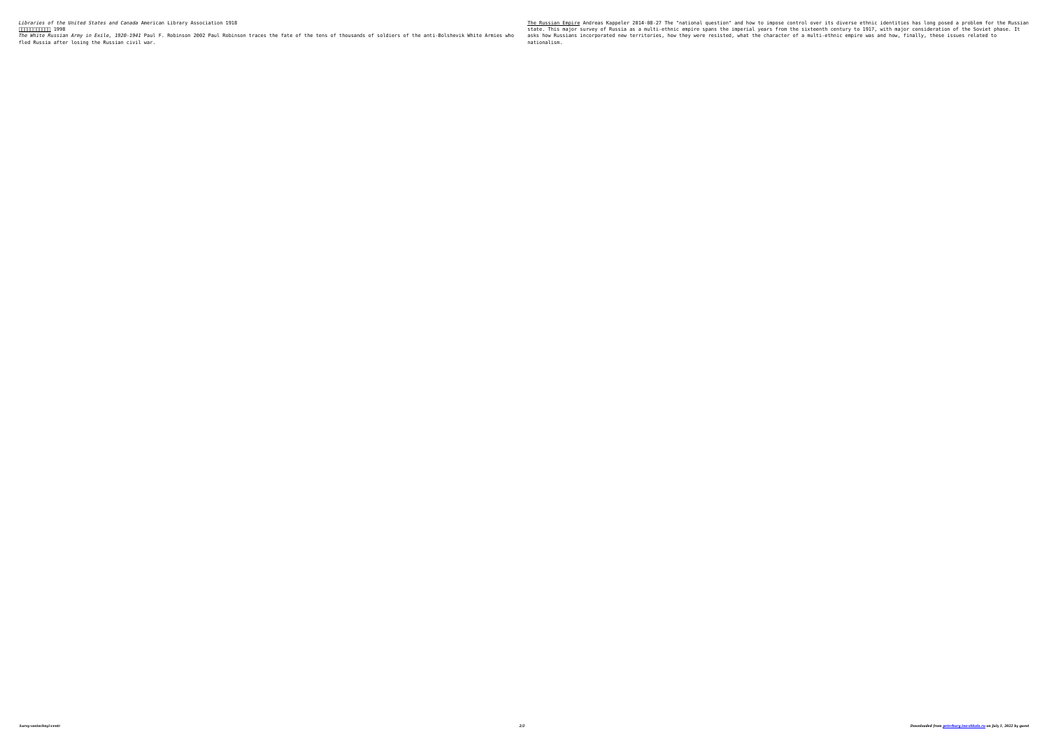*Libraries of the United States and Canada* American Library Association 1918
□□□□□□□□□□□ 1998
*The White Russian Army in Exile, 1920-1941* Paul F. Robinson 2002 Paul Robinson traces the fate of the tens of thousands of soldiers of the anti-Bolshevik White Armies who fled Russia after losing the Russian civil war.

The Russian Empire Andreas Kappeler 2014-08-27 The "national question" and how to impose control over its diverse ethnic identities has long posed a problem for the Russian state. This major survey of Russia as a multi-ethnic empire spans the imperial years from the sixteenth century to 1917, with major consideration of the Soviet phase. It asks how Russians incorporated new territories, how they were resisted, what the character of a multi-ethnic empire was and how, finally, these issues related to nationalism.